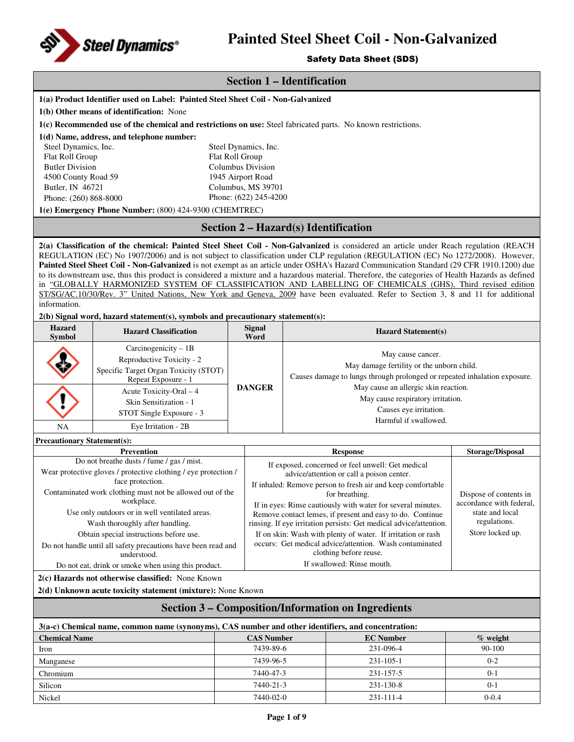# Painted Steel Sheet Coil - Non-Galvanized

**Safety Data Sheet (SDS)**

## Section 1 – Identification

**1(a) Product Identifier used on Label: Painted Steel Sheet Coil - Non-Galvanized**

**1(b) Other means of identification:** None

**1(c) Recommended use of the chemical and restrictions on use:** Steel fabricated parts. No known restrictions.

**1(d) Name, address, and telephone number:**

Steel Dynamics, Inc.
Flat Roll Group
Butler Division
4500 County Road 59
Butler, IN 46721
Phone: (260) 868-8000

Steel Dynamics, Inc.
Flat Roll Group
Columbus Division
1945 Airport Road
Columbus, MS 39701
Phone: (622) 245-4200

**1(e) Emergency Phone Number:** (800) 424-9300 (CHEMTREC)

## Section 2 – Hazard(s) Identification

**2(a) Classification of the chemical: Painted Steel Sheet Coil - Non-Galvanized** is considered an article under Reach regulation (REACH REGULATION (EC) No 1907/2006) and is not subject to classification under CLP regulation (REGULATION (EC) No 1272/2008). However, **Painted Steel Sheet Coil - Non-Galvanized** is not exempt as an article under OSHA's Hazard Communication Standard (29 CFR 1910.1200) due to its downstream use, thus this product is considered a mixture and a hazardous material. Therefore, the categories of Health Hazards as defined in "GLOBALLY HARMONIZED SYSTEM OF CLASSIFICATION AND LABELLING OF CHEMICALS (GHS), Third revised edition ST/SG/AC.10/30/Rev. 3" United Nations, New York and Geneva, 2009 have been evaluated. Refer to Section 3, 8 and 11 for additional information.

**2(b) Signal word, hazard statement(s), symbols and precautionary statement(s):**

| Hazard Symbol | Hazard Classification | Signal Word | Hazard Statement(s) |
|---|---|---|---|
| | Carcinogenicity – 1B<br>Reproductive Toxicity - 2<br>Specific Target Organ Toxicity (STOT) Repeat Exposure - 1 | DANGER | May cause cancer.<br>May damage fertility or the unborn child.<br>Causes damage to lungs through prolonged or repeated inhalation exposure.<br>May cause an allergic skin reaction.<br>May cause respiratory irritation.<br>Causes eye irritation.<br>Harmful if swallowed. |
| | Acute Toxicity-Oral – 4<br>Skin Sensitization - 1<br>STOT Single Exposure - 3 | | |
| NA | Eye Irritation - 2B | | |

**Precautionary Statement(s):**

| Prevention | Response | Storage/Disposal |
|---|---|---|
| Do not breathe dusts / fume / gas / mist.<br>Wear protective gloves / protective clothing / eye protection / face protection.<br>Contaminated work clothing must not be allowed out of the workplace.<br>Use only outdoors or in well ventilated areas.<br>Wash thoroughly after handling.<br>Obtain special instructions before use.<br>Do not handle until all safety precautions have been read and understood.<br>Do not eat, drink or smoke when using this product. | If exposed, concerned or feel unwell: Get medical advice/attention or call a poison center.<br>If inhaled: Remove person to fresh air and keep comfortable for breathing.<br>If in eyes: Rinse cautiously with water for several minutes. Remove contact lenses, if present and easy to do. Continue rinsing. If eye irritation persists: Get medical advice/attention.<br>If on skin: Wash with plenty of water. If irritation or rash occurs: Get medical advice/attention. Wash contaminated clothing before reuse.<br>If swallowed: Rinse mouth. | Dispose of contents in accordance with federal, state and local regulations.<br>Store locked up. |

**2(c) Hazards not otherwise classified:** None Known

**2(d) Unknown acute toxicity statement (mixture):** None Known

## Section 3 – Composition/Information on Ingredients

**3(a-c) Chemical name, common name (synonyms), CAS number and other identifiers, and concentration:**

| Chemical Name | CAS Number | EC Number | % weight |
|---|---|---|---|
| Iron | 7439-89-6 | 231-096-4 | 90-100 |
| Manganese | 7439-96-5 | 231-105-1 | 0-2 |
| Chromium | 7440-47-3 | 231-157-5 | 0-1 |
| Silicon | 7440-21-3 | 231-130-8 | 0-1 |
| Nickel | 7440-02-0 | 231-111-4 | 0-0.4 |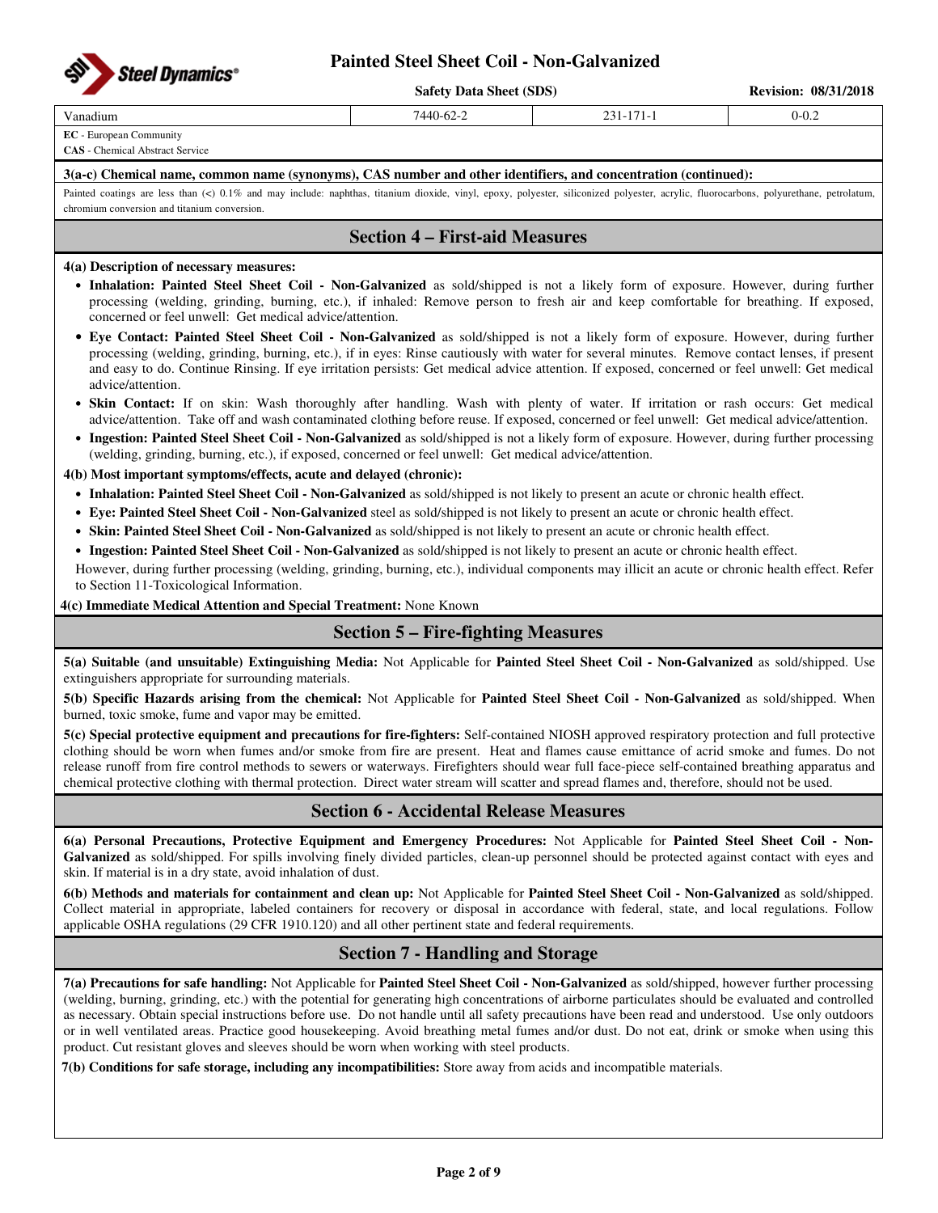| Vanadium | 7440-62-2 | 231-171-1 | 0-0.2 |
|---|---|---|---|

**EC** - European Community
**CAS** - Chemical Abstract Service

**3(a-c) Chemical name, common name (synonyms), CAS number and other identifiers, and concentration (continued):**

Painted coatings are less than (<) 0.1% and may include: naphthas, titanium dioxide, vinyl, epoxy, polyester, siliconized polyester, acrylic, fluorocarbons, polyurethane, petrolatum, chromium conversion and titanium conversion.

## Section 4 – First-aid Measures

**4(a) Description of necessary measures:**

- **Inhalation: Painted Steel Sheet Coil - Non-Galvanized** as sold/shipped is not a likely form of exposure. However, during further processing (welding, grinding, burning, etc.), if inhaled: Remove person to fresh air and keep comfortable for breathing. If exposed, concerned or feel unwell: Get medical advice/attention.
- **Eye Contact: Painted Steel Sheet Coil - Non-Galvanized** as sold/shipped is not a likely form of exposure. However, during further processing (welding, grinding, burning, etc.), if in eyes: Rinse cautiously with water for several minutes. Remove contact lenses, if present and easy to do. Continue Rinsing. If eye irritation persists: Get medical advice attention. If exposed, concerned or feel unwell: Get medical advice/attention.
- **Skin Contact:** If on skin: Wash thoroughly after handling. Wash with plenty of water. If irritation or rash occurs: Get medical advice/attention. Take off and wash contaminated clothing before reuse. If exposed, concerned or feel unwell: Get medical advice/attention.
- **Ingestion: Painted Steel Sheet Coil - Non-Galvanized** as sold/shipped is not a likely form of exposure. However, during further processing (welding, grinding, burning, etc.), if exposed, concerned or feel unwell: Get medical advice/attention.

**4(b) Most important symptoms/effects, acute and delayed (chronic):**

- **Inhalation: Painted Steel Sheet Coil - Non-Galvanized** as sold/shipped is not likely to present an acute or chronic health effect.
- **Eye: Painted Steel Sheet Coil - Non-Galvanized** steel as sold/shipped is not likely to present an acute or chronic health effect.
- **Skin: Painted Steel Sheet Coil - Non-Galvanized** as sold/shipped is not likely to present an acute or chronic health effect.
- **Ingestion: Painted Steel Sheet Coil - Non-Galvanized** as sold/shipped is not likely to present an acute or chronic health effect.

However, during further processing (welding, grinding, burning, etc.), individual components may illicit an acute or chronic health effect. Refer to Section 11-Toxicological Information.

**4(c) Immediate Medical Attention and Special Treatment:** None Known

## Section 5 – Fire-fighting Measures

**5(a) Suitable (and unsuitable) Extinguishing Media:** Not Applicable for **Painted Steel Sheet Coil - Non-Galvanized** as sold/shipped. Use extinguishers appropriate for surrounding materials.

**5(b) Specific Hazards arising from the chemical:** Not Applicable for **Painted Steel Sheet Coil - Non-Galvanized** as sold/shipped. When burned, toxic smoke, fume and vapor may be emitted.

**5(c) Special protective equipment and precautions for fire-fighters:** Self-contained NIOSH approved respiratory protection and full protective clothing should be worn when fumes and/or smoke from fire are present. Heat and flames cause emittance of acrid smoke and fumes. Do not release runoff from fire control methods to sewers or waterways. Firefighters should wear full face-piece self-contained breathing apparatus and chemical protective clothing with thermal protection. Direct water stream will scatter and spread flames and, therefore, should not be used.

## Section 6 - Accidental Release Measures

**6(a) Personal Precautions, Protective Equipment and Emergency Procedures:** Not Applicable for **Painted Steel Sheet Coil - Non-Galvanized** as sold/shipped. For spills involving finely divided particles, clean-up personnel should be protected against contact with eyes and skin. If material is in a dry state, avoid inhalation of dust.

**6(b) Methods and materials for containment and clean up:** Not Applicable for **Painted Steel Sheet Coil - Non-Galvanized** as sold/shipped. Collect material in appropriate, labeled containers for recovery or disposal in accordance with federal, state, and local regulations. Follow applicable OSHA regulations (29 CFR 1910.120) and all other pertinent state and federal requirements.

## Section 7 - Handling and Storage

**7(a) Precautions for safe handling:** Not Applicable for **Painted Steel Sheet Coil - Non-Galvanized** as sold/shipped, however further processing (welding, burning, grinding, etc.) with the potential for generating high concentrations of airborne particulates should be evaluated and controlled as necessary. Obtain special instructions before use. Do not handle until all safety precautions have been read and understood. Use only outdoors or in well ventilated areas. Practice good housekeeping. Avoid breathing metal fumes and/or dust. Do not eat, drink or smoke when using this product. Cut resistant gloves and sleeves should be worn when working with steel products.

**7(b) Conditions for safe storage, including any incompatibilities:** Store away from acids and incompatible materials.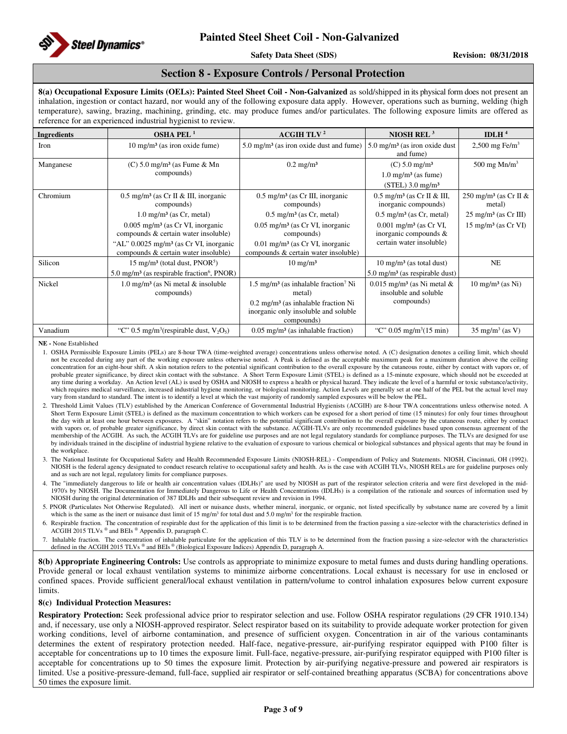## Section 8 - Exposure Controls / Personal Protection

**8(a) Occupational Exposure Limits (OELs): Painted Steel Sheet Coil - Non-Galvanized** as sold/shipped in its physical form does not present an inhalation, ingestion or contact hazard, nor would any of the following exposure data apply. However, operations such as burning, welding (high temperature), sawing, brazing, machining, grinding, etc. may produce fumes and/or particulates. The following exposure limits are offered as reference for an experienced industrial hygienist to review.

| Ingredients | OSHA PEL [1] | ACGIH TLV [2] | NIOSH REL [3] | IDLH [4] |
|---|---|---|---|---|
| Iron | 10 mg/m³ (as iron oxide fume) | 5.0 mg/m³ (as iron oxide dust and fume) | 5.0 mg/m³ (as iron oxide dust and fume) | 2,500 mg Fe/m³ |
| Manganese | (C) 5.0 mg/m³ (as Fume & Mn compounds) | 0.2 mg/m³ | (C) 5.0 mg/m³<br>1.0 mg/m³ (as fume)<br>(STEL) 3.0 mg/m³ | 500 mg Mn/m³ |
| Chromium | 0.5 mg/m³ (as Cr II & III, inorganic compounds)<br>1.0 mg/m³ (as Cr, metal)<br>0.005 mg/m³ (as Cr VI, inorganic compounds & certain water insoluble)<br>"AL" 0.0025 mg/m³ (as Cr VI, inorganic compounds & certain water insoluble) | 0.5 mg/m³ (as Cr III, inorganic compounds)<br>0.5 mg/m³ (as Cr, metal)<br>0.05 mg/m³ (as Cr VI, inorganic compounds)<br>0.01 mg/m³ (as Cr VI, inorganic compounds & certain water insoluble) | 0.5 mg/m³ (as Cr II & III, inorganic compounds)<br>0.5 mg/m³ (as Cr, metal)<br>0.001 mg/m³ (as Cr VI, inorganic compounds & certain water insoluble) | 250 mg/m³ (as Cr II & metal)<br>25 mg/m³ (as Cr III)<br>15 mg/m³ (as Cr VI) |
| Silicon | 15 mg/m³ (total dust, PNOR[5])<br>5.0 mg/m³ (as respirable fraction[6], PNOR) | 10 mg/m³ | 10 mg/m³ (as total dust)<br>5.0 mg/m³ (as respirable dust) | NE |
| Nickel | 1.0 mg/m³ (as Ni metal & insoluble compounds) | 1.5 mg/m³ (as inhalable fraction[7] Ni metal)<br>0.2 mg/m³ (as inhalable fraction Ni inorganic only insoluble and soluble compounds) | 0.015 mg/m³ (as Ni metal & insoluble and soluble compounds) | 10 mg/m³ (as Ni) |
| Vanadium | "C" 0.5 mg/m³(respirable dust, $V_2O_5$) | 0.05 mg/m³ (as inhalable fraction) | "C" 0.05 mg/m³(15 min) | 35 mg/m³ (as V) |

**NE -** None Established

1. OSHA Permissible Exposure Limits (PELs) are 8-hour TWA (time-weighted average) concentrations unless otherwise noted. A (C) designation denotes a ceiling limit, which should not be exceeded during any part of the working exposure unless otherwise noted. A Peak is defined as the acceptable maximum peak for a maximum duration above the ceiling concentration for an eight-hour shift. A skin notation refers to the potential significant contribution to the overall exposure by the cutaneous route, either by contact with vapors or, of probable greater significance, by direct skin contact with the substance. A Short Term Exposure Limit (STEL) is defined as a 15-minute exposure, which should not be exceeded at any time during a workday. An Action level (AL) is used by OSHA and NIOSH to express a health or physical hazard. They indicate the level of a harmful or toxic substance/activity, which requires medical surveillance, increased industrial hygiene monitoring, or biological monitoring. Action Levels are generally set at one half of the PEL but the actual level may vary from standard to standard. The intent is to identify a level at which the vast majority of randomly sampled exposures will be below the PEL.
2. Threshold Limit Values (TLV) established by the American Conference of Governmental Industrial Hygienists (ACGIH) are 8-hour TWA concentrations unless otherwise noted. A Short Term Exposure Limit (STEL) is defined as the maximum concentration to which workers can be exposed for a short period of time (15 minutes) for only four times throughout the day with at least one hour between exposures. A "skin" notation refers to the potential significant contribution to the overall exposure by the cutaneous route, either by contact with vapors or, of probable greater significance, by direct skin contact with the substance. ACGIH-TLVs are only recommended guidelines based upon consensus agreement of the membership of the ACGIH. As such, the ACGIH TLVs are for guideline use purposes and are not legal regulatory standards for compliance purposes. The TLVs are designed for use by individuals trained in the discipline of industrial hygiene relative to the evaluation of exposure to various chemical or biological substances and physical agents that may be found in the workplace.
3. The National Institute for Occupational Safety and Health Recommended Exposure Limits (NIOSH-REL) - Compendium of Policy and Statements. NIOSH, Cincinnati, OH (1992). NIOSH is the federal agency designated to conduct research relative to occupational safety and health. As is the case with ACGIH TLVs, NIOSH RELs are for guideline purposes only and as such are not legal, regulatory limits for compliance purposes.
4. The "immediately dangerous to life or health air concentration values (IDLHs)" are used by NIOSH as part of the respirator selection criteria and were first developed in the mid-1970's by NIOSH. The Documentation for Immediately Dangerous to Life or Health Concentrations (IDLHs) is a compilation of the rationale and sources of information used by NIOSH during the original determination of 387 IDLHs and their subsequent review and revision in 1994.
5. PNOR (Particulates Not Otherwise Regulated). All inert or nuisance dusts, whether mineral, inorganic, or organic, not listed specifically by substance name are covered by a limit which is the same as the inert or nuisance dust limit of 15 mg/m³ for total dust and 5.0 mg/m³ for the respirable fraction.
6. Respirable fraction. The concentration of respirable dust for the application of this limit is to be determined from the fraction passing a size-selector with the characteristics defined in ACGIH 2015 TLVs ® and BEIs ® Appendix D, paragraph C.
7. Inhalable fraction. The concentration of inhalable particulate for the application of this TLV is to be determined from the fraction passing a size-selector with the characteristics defined in the ACGIH 2015 TLVs ® and BEIs ® (Biological Exposure Indices) Appendix D, paragraph A.

**8(b) Appropriate Engineering Controls:** Use controls as appropriate to minimize exposure to metal fumes and dusts during handling operations. Provide general or local exhaust ventilation systems to minimize airborne concentrations. Local exhaust is necessary for use in enclosed or confined spaces. Provide sufficient general/local exhaust ventilation in pattern/volume to control inhalation exposures below current exposure limits.

**8(c) Individual Protection Measures:**

**Respiratory Protection:** Seek professional advice prior to respirator selection and use. Follow OSHA respirator regulations (29 CFR 1910.134) and, if necessary, use only a NIOSH-approved respirator. Select respirator based on its suitability to provide adequate worker protection for given working conditions, level of airborne contamination, and presence of sufficient oxygen. Concentration in air of the various contaminants determines the extent of respiratory protection needed. Half-face, negative-pressure, air-purifying respirator equipped with P100 filter is acceptable for concentrations up to 10 times the exposure limit. Full-face, negative-pressure, air-purifying respirator equipped with P100 filter is acceptable for concentrations up to 50 times the exposure limit. Protection by air-purifying negative-pressure and powered air respirators is limited. Use a positive-pressure-demand, full-face, supplied air respirator or self-contained breathing apparatus (SCBA) for concentrations above 50 times the exposure limit.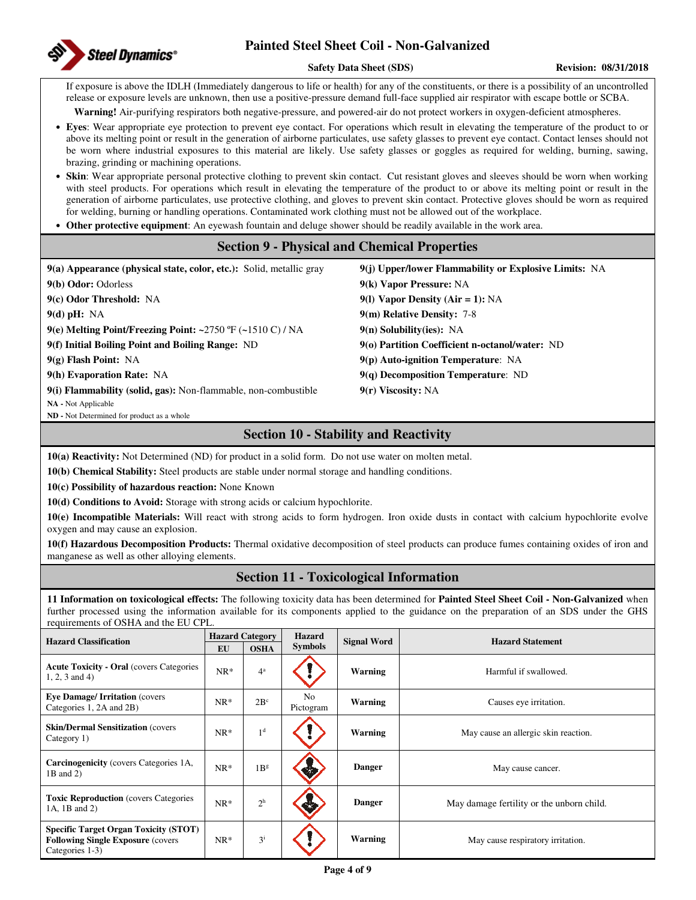If exposure is above the IDLH (Immediately dangerous to life or health) for any of the constituents, or there is a possibility of an uncontrolled release or exposure levels are unknown, then use a positive-pressure demand full-face supplied air respirator with escape bottle or SCBA.

**Warning!** Air-purifying respirators both negative-pressure, and powered-air do not protect workers in oxygen-deficient atmospheres.

- **Eyes**: Wear appropriate eye protection to prevent eye contact. For operations which result in elevating the temperature of the product to or above its melting point or result in the generation of airborne particulates, use safety glasses to prevent eye contact. Contact lenses should not be worn where industrial exposures to this material are likely. Use safety glasses or goggles as required for welding, burning, sawing, brazing, grinding or machining operations.
- **Skin**: Wear appropriate personal protective clothing to prevent skin contact. Cut resistant gloves and sleeves should be worn when working with steel products. For operations which result in elevating the temperature of the product to or above its melting point or result in the generation of airborne particulates, use protective clothing, and gloves to prevent skin contact. Protective gloves should be worn as required for welding, burning or handling operations. Contaminated work clothing must not be allowed out of the workplace.
- **Other protective equipment**: An eyewash fountain and deluge shower should be readily available in the work area.

## Section 9 - Physical and Chemical Properties

**9(a) Appearance (physical state, color, etc.):** Solid, metallic gray

**9(b) Odor:** Odorless

**9(c) Odor Threshold:** NA

**9(d) pH:** NA

**9(e) Melting Point/Freezing Point:** ~2750 ºF (~1510 C) / NA

**9(f) Initial Boiling Point and Boiling Range:** ND

**9(g) Flash Point:** NA

**9(h) Evaporation Rate:** NA

**9(i) Flammability (solid, gas):** Non-flammable, non-combustible

**9(j) Upper/lower Flammability or Explosive Limits:** NA

**9(k) Vapor Pressure:** NA

**9(l) Vapor Density (Air = 1):** NA

**9(m) Relative Density:** 7-8

**9(n) Solubility(ies):** NA

**9(o) Partition Coefficient n-octanol/water:** ND

**9(p) Auto-ignition Temperature**: NA

**9(q) Decomposition Temperature**: ND

**9(r) Viscosity:** NA

**NA -** Not Applicable
**ND -** Not Determined for product as a whole

## Section 10 - Stability and Reactivity

**10(a) Reactivity:** Not Determined (ND) for product in a solid form. Do not use water on molten metal.

**10(b) Chemical Stability:** Steel products are stable under normal storage and handling conditions.

**10(c) Possibility of hazardous reaction:** None Known

**10(d) Conditions to Avoid:** Storage with strong acids or calcium hypochlorite.

**10(e) Incompatible Materials:** Will react with strong acids to form hydrogen. Iron oxide dusts in contact with calcium hypochlorite evolve oxygen and may cause an explosion.

**10(f) Hazardous Decomposition Products:** Thermal oxidative decomposition of steel products can produce fumes containing oxides of iron and manganese as well as other alloying elements.

## Section 11 - Toxicological Information

**11 Information on toxicological effects:** The following toxicity data has been determined for **Painted Steel Sheet Coil - Non-Galvanized** when further processed using the information available for its components applied to the guidance on the preparation of an SDS under the GHS requirements of OSHA and the EU CPL.

| Hazard Classification | Hazard Category | | Hazard Symbols | Signal Word | Hazard Statement |
|---|---|---|---|---|---|
| | EU | OSHA | | | |
| **Acute Toxicity - Oral** (covers Categories 1, 2, 3 and 4) | NR* | 4[a] | | Warning | Harmful if swallowed. |
| **Eye Damage/ Irritation** (covers Categories 1, 2A and 2B) | NR* | 2B[c] | No Pictogram | Warning | Causes eye irritation. |
| **Skin/Dermal Sensitization** (covers Category 1) | NR* | 1[d] | | Warning | May cause an allergic skin reaction. |
| **Carcinogenicity** (covers Categories 1A, 1B and 2) | NR* | 1B[g] | | Danger | May cause cancer. |
| **Toxic Reproduction** (covers Categories 1A, 1B and 2) | NR* | 2[h] | | Danger | May damage fertility or the unborn child. |
| **Specific Target Organ Toxicity (STOT) Following Single Exposure** (covers Categories 1-3) | NR* | 3[i] | | Warning | May cause respiratory irritation. |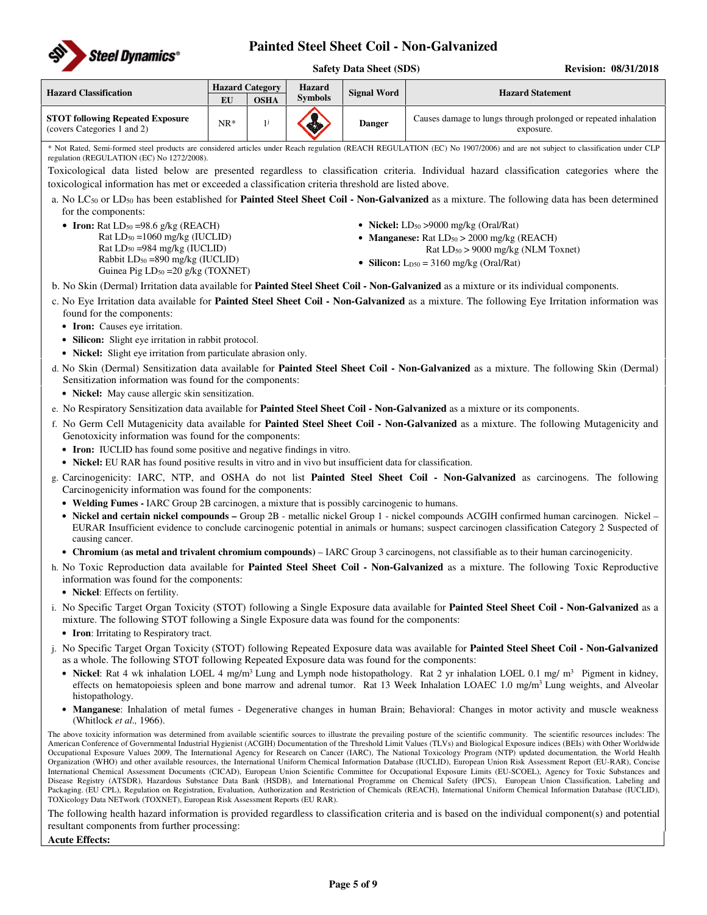| Hazard Classification | Hazard Category | | Hazard Symbols | Signal Word | Hazard Statement |
|---|---|---|---|---|---|
| | EU | OSHA | | | |
| **STOT following Repeated Exposure** (covers Categories 1 and 2) | NR* | 1[j] | | **Danger** | Causes damage to lungs through prolonged or repeated inhalation exposure. |

\* Not Rated, Semi-formed steel products are considered articles under Reach regulation (REACH REGULATION (EC) No 1907/2006) and are not subject to classification under CLP regulation (REGULATION (EC) No 1272/2008).

Toxicological data listed below are presented regardless to classification criteria. Individual hazard classification categories where the toxicological information has met or exceeded a classification criteria threshold are listed above.

a. No $LC_{50}$ or $LD_{50}$ has been established for **Painted Steel Sheet Coil - Non-Galvanized** as a mixture. The following data has been determined for the components:

- **Iron:** Rat $LD_{50}$ =98.6 g/kg (REACH)
  Rat $LD_{50}$ =1060 mg/kg (IUCLID)
  Rat $LD_{50}$ =984 mg/kg (IUCLID)
  Rabbit $LD_{50}$ =890 mg/kg (IUCLID)
  Guinea Pig $LD_{50}$ =20 g/kg (TOXNET)
- **Nickel:** $LD_{50}$ >9000 mg/kg (Oral/Rat)
- **Manganese:** Rat $LD_{50}$ > 2000 mg/kg (REACH)
  Rat $LD_{50}$ > 9000 mg/kg (NLM Toxnet)
- **Silicon:** $L_{D50}$ = 3160 mg/kg (Oral/Rat)

b. No Skin (Dermal) Irritation data available for **Painted Steel Sheet Coil - Non-Galvanized** as a mixture or its individual components.

c. No Eye Irritation data available for **Painted Steel Sheet Coil - Non-Galvanized** as a mixture. The following Eye Irritation information was found for the components:

- **Iron:** Causes eye irritation.
- **Silicon:** Slight eye irritation in rabbit protocol.
- **Nickel:** Slight eye irritation from particulate abrasion only.

d. No Skin (Dermal) Sensitization data available for **Painted Steel Sheet Coil - Non-Galvanized** as a mixture. The following Skin (Dermal) Sensitization information was found for the components:

- **Nickel:** May cause allergic skin sensitization.

e. No Respiratory Sensitization data available for **Painted Steel Sheet Coil - Non-Galvanized** as a mixture or its components.

f. No Germ Cell Mutagenicity data available for **Painted Steel Sheet Coil - Non-Galvanized** as a mixture. The following Mutagenicity and Genotoxicity information was found for the components:

- **Iron:** IUCLID has found some positive and negative findings in vitro.
- **Nickel:** EU RAR has found positive results in vitro and in vivo but insufficient data for classification.

g. Carcinogenicity: IARC, NTP, and OSHA do not list **Painted Steel Sheet Coil - Non-Galvanized** as carcinogens. The following Carcinogenicity information was found for the components:

- **Welding Fumes -** IARC Group 2B carcinogen, a mixture that is possibly carcinogenic to humans.
- **Nickel and certain nickel compounds –** Group 2B - metallic nickel Group 1 - nickel compounds ACGIH confirmed human carcinogen. Nickel – EURAR Insufficient evidence to conclude carcinogenic potential in animals or humans; suspect carcinogen classification Category 2 Suspected of causing cancer.
- **Chromium (as metal and trivalent chromium compounds)** – IARC Group 3 carcinogens, not classifiable as to their human carcinogenicity.

h. No Toxic Reproduction data available for **Painted Steel Sheet Coil - Non-Galvanized** as a mixture. The following Toxic Reproductive information was found for the components:

- **Nickel**: Effects on fertility.

i. No Specific Target Organ Toxicity (STOT) following a Single Exposure data available for **Painted Steel Sheet Coil - Non-Galvanized** as a mixture. The following STOT following a Single Exposure data was found for the components:

- **Iron**: Irritating to Respiratory tract.

j. No Specific Target Organ Toxicity (STOT) following Repeated Exposure data was available for **Painted Steel Sheet Coil - Non-Galvanized** as a whole. The following STOT following Repeated Exposure data was found for the components:

- **Nickel**: Rat 4 wk inhalation LOEL 4 mg/$m^3$ Lung and Lymph node histopathology. Rat 2 yr inhalation LOEL 0.1 mg/ $m^3$ Pigment in kidney, effects on hematopoiesis spleen and bone marrow and adrenal tumor. Rat 13 Week Inhalation LOAEC 1.0 mg/$m^3$ Lung weights, and Alveolar histopathology.
- **Manganese**: Inhalation of metal fumes - Degenerative changes in human Brain; Behavioral: Changes in motor activity and muscle weakness (Whitlock *et al.,* 1966).

The above toxicity information was determined from available scientific sources to illustrate the prevailing posture of the scientific community. The scientific resources includes: The American Conference of Governmental Industrial Hygienist (ACGIH) Documentation of the Threshold Limit Values (TLVs) and Biological Exposure indices (BEIs) with Other Worldwide Occupational Exposure Values 2009, The International Agency for Research on Cancer (IARC), The National Toxicology Program (NTP) updated documentation, the World Health Organization (WHO) and other available resources, the International Uniform Chemical Information Database (IUCLID), European Union Risk Assessment Report (EU-RAR), Concise International Chemical Assessment Documents (CICAD), European Union Scientific Committee for Occupational Exposure Limits (EU-SCOEL), Agency for Toxic Substances and Disease Registry (ATSDR), Hazardous Substance Data Bank (HSDB), and International Programme on Chemical Safety (IPCS), European Union Classification, Labeling and Packaging. (EU CPL), Regulation on Registration, Evaluation, Authorization and Restriction of Chemicals (REACH), International Uniform Chemical Information Database (IUCLID), TOXicology Data NETwork (TOXNET), European Risk Assessment Reports (EU RAR).

The following health hazard information is provided regardless to classification criteria and is based on the individual component(s) and potential resultant components from further processing:

**Acute Effects:**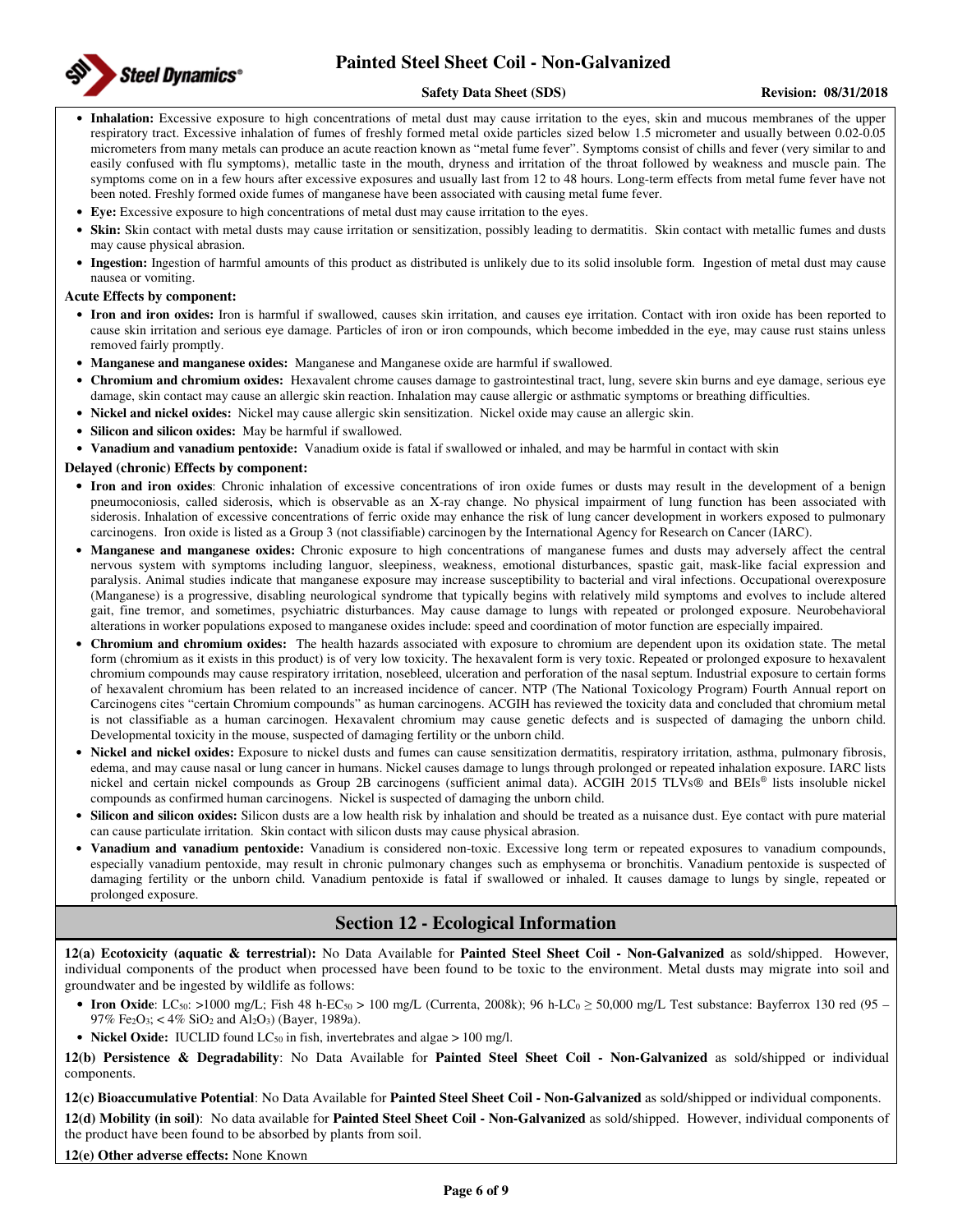- **Inhalation:** Excessive exposure to high concentrations of metal dust may cause irritation to the eyes, skin and mucous membranes of the upper respiratory tract. Excessive inhalation of fumes of freshly formed metal oxide particles sized below 1.5 micrometer and usually between 0.02-0.05 micrometers from many metals can produce an acute reaction known as "metal fume fever". Symptoms consist of chills and fever (very similar to and easily confused with flu symptoms), metallic taste in the mouth, dryness and irritation of the throat followed by weakness and muscle pain. The symptoms come on in a few hours after excessive exposures and usually last from 12 to 48 hours. Long-term effects from metal fume fever have not been noted. Freshly formed oxide fumes of manganese have been associated with causing metal fume fever.
- **Eye:** Excessive exposure to high concentrations of metal dust may cause irritation to the eyes.
- **Skin:** Skin contact with metal dusts may cause irritation or sensitization, possibly leading to dermatitis. Skin contact with metallic fumes and dusts may cause physical abrasion.
- **Ingestion:** Ingestion of harmful amounts of this product as distributed is unlikely due to its solid insoluble form. Ingestion of metal dust may cause nausea or vomiting.

**Acute Effects by component:**

- **Iron and iron oxides:** Iron is harmful if swallowed, causes skin irritation, and causes eye irritation. Contact with iron oxide has been reported to cause skin irritation and serious eye damage. Particles of iron or iron compounds, which become imbedded in the eye, may cause rust stains unless removed fairly promptly.
- **Manganese and manganese oxides:** Manganese and Manganese oxide are harmful if swallowed.
- **Chromium and chromium oxides:** Hexavalent chrome causes damage to gastrointestinal tract, lung, severe skin burns and eye damage, serious eye damage, skin contact may cause an allergic skin reaction. Inhalation may cause allergic or asthmatic symptoms or breathing difficulties.
- **Nickel and nickel oxides:** Nickel may cause allergic skin sensitization. Nickel oxide may cause an allergic skin.
- **Silicon and silicon oxides:** May be harmful if swallowed.
- **Vanadium and vanadium pentoxide:** Vanadium oxide is fatal if swallowed or inhaled, and may be harmful in contact with skin

**Delayed (chronic) Effects by component:**

- **Iron and iron oxides**: Chronic inhalation of excessive concentrations of iron oxide fumes or dusts may result in the development of a benign pneumoconiosis, called siderosis, which is observable as an X-ray change. No physical impairment of lung function has been associated with siderosis. Inhalation of excessive concentrations of ferric oxide may enhance the risk of lung cancer development in workers exposed to pulmonary carcinogens. Iron oxide is listed as a Group 3 (not classifiable) carcinogen by the International Agency for Research on Cancer (IARC).
- **Manganese and manganese oxides:** Chronic exposure to high concentrations of manganese fumes and dusts may adversely affect the central nervous system with symptoms including languor, sleepiness, weakness, emotional disturbances, spastic gait, mask-like facial expression and paralysis. Animal studies indicate that manganese exposure may increase susceptibility to bacterial and viral infections. Occupational overexposure (Manganese) is a progressive, disabling neurological syndrome that typically begins with relatively mild symptoms and evolves to include altered gait, fine tremor, and sometimes, psychiatric disturbances. May cause damage to lungs with repeated or prolonged exposure. Neurobehavioral alterations in worker populations exposed to manganese oxides include: speed and coordination of motor function are especially impaired.
- **Chromium and chromium oxides:** The health hazards associated with exposure to chromium are dependent upon its oxidation state. The metal form (chromium as it exists in this product) is of very low toxicity. The hexavalent form is very toxic. Repeated or prolonged exposure to hexavalent chromium compounds may cause respiratory irritation, nosebleed, ulceration and perforation of the nasal septum. Industrial exposure to certain forms of hexavalent chromium has been related to an increased incidence of cancer. NTP (The National Toxicology Program) Fourth Annual report on Carcinogens cites "certain Chromium compounds" as human carcinogens. ACGIH has reviewed the toxicity data and concluded that chromium metal is not classifiable as a human carcinogen. Hexavalent chromium may cause genetic defects and is suspected of damaging the unborn child. Developmental toxicity in the mouse, suspected of damaging fertility or the unborn child.
- **Nickel and nickel oxides:** Exposure to nickel dusts and fumes can cause sensitization dermatitis, respiratory irritation, asthma, pulmonary fibrosis, edema, and may cause nasal or lung cancer in humans. Nickel causes damage to lungs through prolonged or repeated inhalation exposure. IARC lists nickel and certain nickel compounds as Group 2B carcinogens (sufficient animal data). ACGIH 2015 TLVs® and BEIs® lists insoluble nickel compounds as confirmed human carcinogens. Nickel is suspected of damaging the unborn child.
- **Silicon and silicon oxides:** Silicon dusts are a low health risk by inhalation and should be treated as a nuisance dust. Eye contact with pure material can cause particulate irritation. Skin contact with silicon dusts may cause physical abrasion.
- **Vanadium and vanadium pentoxide:** Vanadium is considered non-toxic. Excessive long term or repeated exposures to vanadium compounds, especially vanadium pentoxide, may result in chronic pulmonary changes such as emphysema or bronchitis. Vanadium pentoxide is suspected of damaging fertility or the unborn child. Vanadium pentoxide is fatal if swallowed or inhaled. It causes damage to lungs by single, repeated or prolonged exposure.

## Section 12 - Ecological Information

**12(a) Ecotoxicity (aquatic & terrestrial):** No Data Available for **Painted Steel Sheet Coil - Non-Galvanized** as sold/shipped. However, individual components of the product when processed have been found to be toxic to the environment. Metal dusts may migrate into soil and groundwater and be ingested by wildlife as follows:

- **Iron Oxide**: $LC_{50}$: >1000 mg/L; Fish 48 h-$EC_{50}$ > 100 mg/L (Currenta, 2008k); 96 h-$LC_0 \geq$ 50,000 mg/L Test substance: Bayferrox 130 red (95 – 97% $Fe_2O_3$; < 4% $SiO_2$ and $Al_2O_3$) (Bayer, 1989a).
- **Nickel Oxide:** IUCLID found $LC_{50}$ in fish, invertebrates and algae > 100 mg/l.

**12(b) Persistence & Degradability**: No Data Available for **Painted Steel Sheet Coil - Non-Galvanized** as sold/shipped or individual components.

**12(c) Bioaccumulative Potential**: No Data Available for **Painted Steel Sheet Coil - Non-Galvanized** as sold/shipped or individual components.

**12(d) Mobility (in soil)**: No data available for **Painted Steel Sheet Coil - Non-Galvanized** as sold/shipped. However, individual components of the product have been found to be absorbed by plants from soil.

**12(e) Other adverse effects:** None Known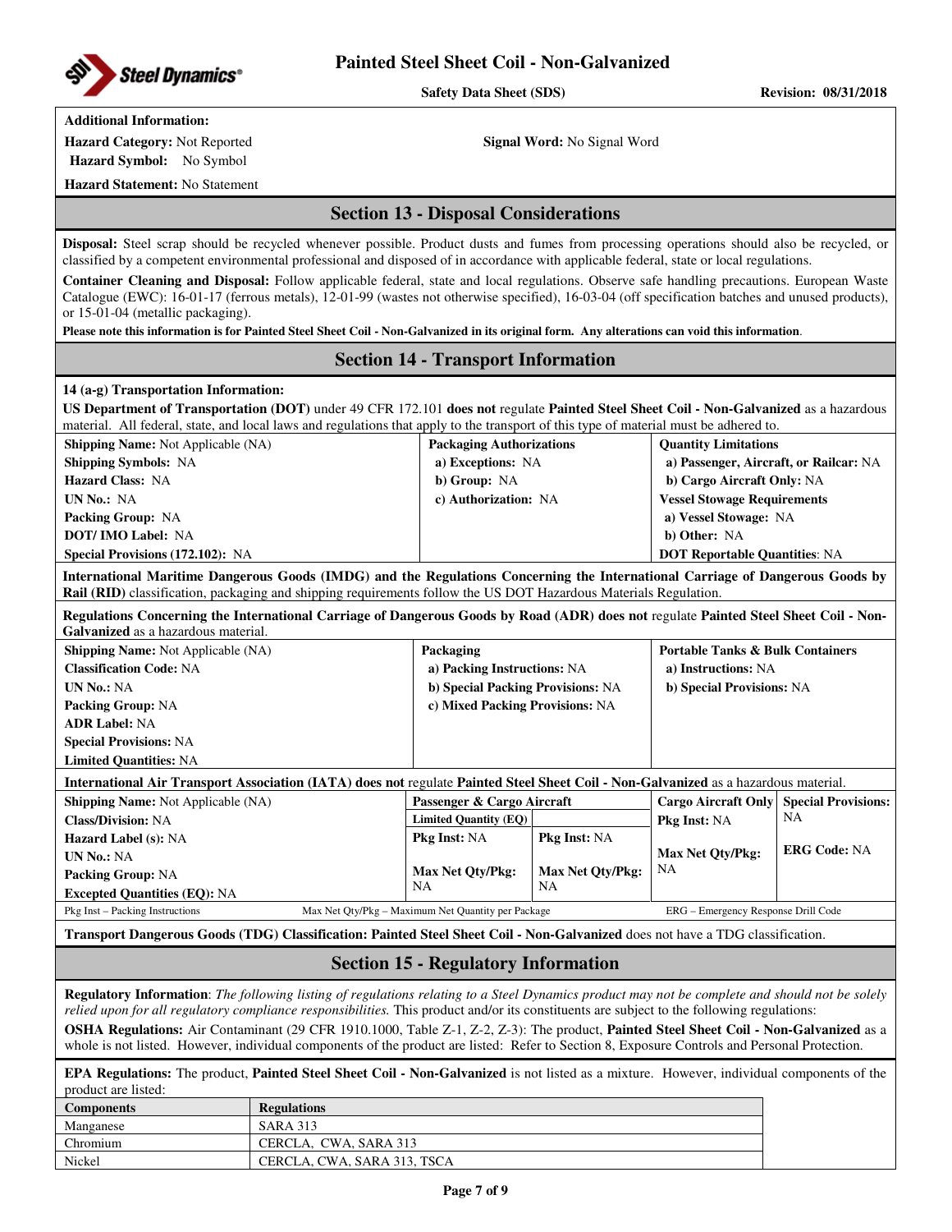**Additional Information:**

**Hazard Category:** Not Reported

**Signal Word:** No Signal Word

**Hazard Symbol:** No Symbol

**Hazard Statement:** No Statement

## Section 13 - Disposal Considerations

**Disposal:** Steel scrap should be recycled whenever possible. Product dusts and fumes from processing operations should also be recycled, or classified by a competent environmental professional and disposed of in accordance with applicable federal, state or local regulations.

**Container Cleaning and Disposal:** Follow applicable federal, state and local regulations. Observe safe handling precautions. European Waste Catalogue (EWC): 16-01-17 (ferrous metals), 12-01-99 (wastes not otherwise specified), 16-03-04 (off specification batches and unused products), or 15-01-04 (metallic packaging).

**Please note this information is for Painted Steel Sheet Coil - Non-Galvanized in its original form. Any alterations can void this information.**

## Section 14 - Transport Information

**14 (a-g) Transportation Information:**

**US Department of Transportation (DOT)** under 49 CFR 172.101 **does not** regulate **Painted Steel Sheet Coil - Non-Galvanized** as a hazardous material. All federal, state, and local laws and regulations that apply to the transport of this type of material must be adhered to.

| | | |
|---|---|---|
| **Shipping Name:** Not Applicable (NA) | **Packaging Authorizations** | **Quantity Limitations** |
| **Shipping Symbols:** NA | **a) Exceptions:** NA | **a) Passenger, Aircraft, or Railcar:** NA |
| **Hazard Class:** NA | **b) Group:** NA | **b) Cargo Aircraft Only:** NA |
| **UN No.:** NA | **c) Authorization:** NA | **Vessel Stowage Requirements** |
| **Packing Group:** NA | | **a) Vessel Stowage:** NA |
| **DOT/ IMO Label:** NA | | **b) Other:** NA |
| **Special Provisions (172.102):** NA | | **DOT Reportable Quantities**: NA |

**International Maritime Dangerous Goods (IMDG) and the Regulations Concerning the International Carriage of Dangerous Goods by Rail (RID)** classification, packaging and shipping requirements follow the US DOT Hazardous Materials Regulation.

**Regulations Concerning the International Carriage of Dangerous Goods by Road (ADR) does not** regulate **Painted Steel Sheet Coil - Non-Galvanized** as a hazardous material.

| | | |
|---|---|---|
| **Shipping Name:** Not Applicable (NA) | **Packaging** | **Portable Tanks & Bulk Containers** |
| **Classification Code:** NA | **a) Packing Instructions:** NA | **a) Instructions:** NA |
| **UN No.:** NA | **b) Special Packing Provisions:** NA | **b) Special Provisions:** NA |
| **Packing Group:** NA | **c) Mixed Packing Provisions:** NA | |
| **ADR Label:** NA | | |
| **Special Provisions:** NA | | |
| **Limited Quantities:** NA | | |

**International Air Transport Association (IATA) does not** regulate **Painted Steel Sheet Coil - Non-Galvanized** as a hazardous material.

| | **Passenger & Cargo Aircraft** | | **Cargo Aircraft Only** | **Special Provisions:** NA |
|---|---|---|---|---|
| **Shipping Name:** Not Applicable (NA) | **Limited Quantity (EQ)** | | **Pkg Inst:** NA | |
| **Class/Division:** NA | **Pkg Inst:** NA | **Pkg Inst:** NA | | |
| **Hazard Label (s):** NA | | | **Max Net Qty/Pkg:** NA | **ERG Code:** NA |
| **UN No.:** NA | **Max Net Qty/Pkg:** NA | **Max Net Qty/Pkg:** NA | | |
| **Packing Group:** NA | | | | |
| **Excepted Quantities (EQ):** NA | | | | |

Pkg Inst – Packing Instructions  Max Net Qty/Pkg – Maximum Net Quantity per Package  ERG – Emergency Response Drill Code

**Transport Dangerous Goods (TDG) Classification: Painted Steel Sheet Coil - Non-Galvanized** does not have a TDG classification.

## Section 15 - Regulatory Information

**Regulatory Information**: *The following listing of regulations relating to a Steel Dynamics product may not be complete and should not be solely relied upon for all regulatory compliance responsibilities.* This product and/or its constituents are subject to the following regulations:

**OSHA Regulations:** Air Contaminant (29 CFR 1910.1000, Table Z-1, Z-2, Z-3): The product, **Painted Steel Sheet Coil - Non-Galvanized** as a whole is not listed. However, individual components of the product are listed: Refer to Section 8, Exposure Controls and Personal Protection.

**EPA Regulations:** The product, **Painted Steel Sheet Coil - Non-Galvanized** is not listed as a mixture. However, individual components of the product are listed:

| Components | Regulations |
|---|---|
| Manganese | SARA 313 |
| Chromium | CERCLA, CWA, SARA 313 |
| Nickel | CERCLA, CWA, SARA 313, TSCA |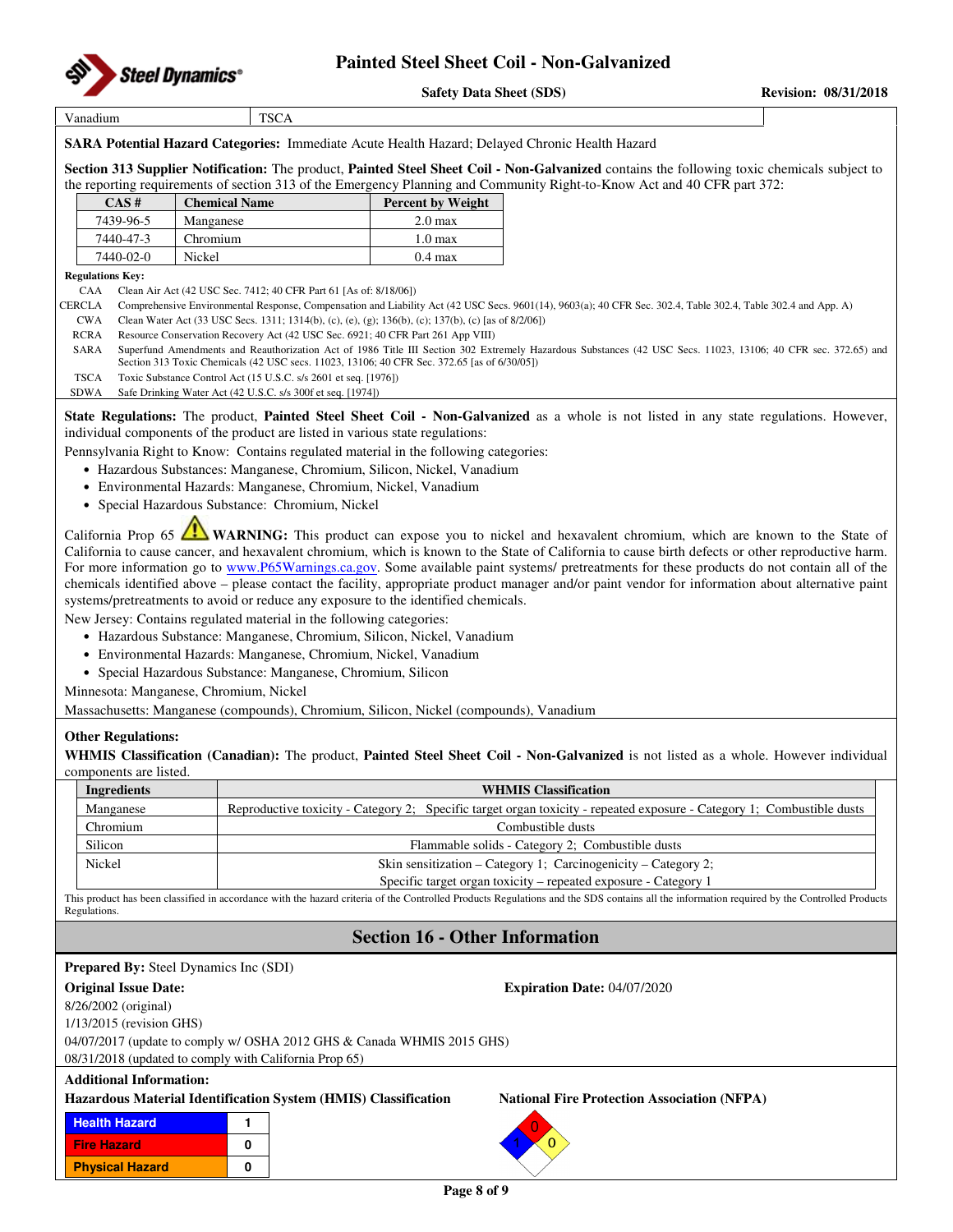| Vanadium | TSCA |
|---|---|

**SARA Potential Hazard Categories:** Immediate Acute Health Hazard; Delayed Chronic Health Hazard

**Section 313 Supplier Notification:** The product, **Painted Steel Sheet Coil - Non-Galvanized** contains the following toxic chemicals subject to the reporting requirements of section 313 of the Emergency Planning and Community Right-to-Know Act and 40 CFR part 372:

| CAS # | Chemical Name | Percent by Weight |
|---|---|---|
| 7439-96-5 | Manganese | 2.0 max |
| 7440-47-3 | Chromium | 1.0 max |
| 7440-02-0 | Nickel | 0.4 max |

**Regulations Key:**

| | |
|---|---|
| CAA | Clean Air Act (42 USC Sec. 7412; 40 CFR Part 61 [As of: 8/18/06]) |
| CERCLA | Comprehensive Environmental Response, Compensation and Liability Act (42 USC Secs. 9601(14), 9603(a); 40 CFR Sec. 302.4, Table 302.4, Table 302.4 and App. A) |
| CWA | Clean Water Act (33 USC Secs. 1311; 1314(b), (c), (e), (g); 136(b), (c); 137(b), (c) [as of 8/2/06]) |
| RCRA | Resource Conservation Recovery Act (42 USC Sec. 6921; 40 CFR Part 261 App VIII) |
| SARA | Superfund Amendments and Reauthorization Act of 1986 Title III Section 302 Extremely Hazardous Substances (42 USC Secs. 11023, 13106; 40 CFR sec. 372.65) and Section 313 Toxic Chemicals (42 USC secs. 11023, 13106; 40 CFR Sec. 372.65 [as of 6/30/05]) |
| TSCA | Toxic Substance Control Act (15 U.S.C. s/s 2601 et seq. [1976]) |
| SDWA | Safe Drinking Water Act (42 U.S.C. s/s 300f et seq. [1974]) |

**State Regulations:** The product, **Painted Steel Sheet Coil - Non-Galvanized** as a whole is not listed in any state regulations. However, individual components of the product are listed in various state regulations:

Pennsylvania Right to Know: Contains regulated material in the following categories:

- Hazardous Substances: Manganese, Chromium, Silicon, Nickel, Vanadium
- Environmental Hazards: Manganese, Chromium, Nickel, Vanadium
- Special Hazardous Substance: Chromium, Nickel

California Prop 65 ⚠ **WARNING:** This product can expose you to nickel and hexavalent chromium, which are known to the State of California to cause cancer, and hexavalent chromium, which is known to the State of California to cause birth defects or other reproductive harm. For more information go to www.P65Warnings.ca.gov. Some available paint systems/ pretreatments for these products do not contain all of the chemicals identified above – please contact the facility, appropriate product manager and/or paint vendor for information about alternative paint systems/pretreatments to avoid or reduce any exposure to the identified chemicals.

New Jersey: Contains regulated material in the following categories:

- Hazardous Substance: Manganese, Chromium, Silicon, Nickel, Vanadium
- Environmental Hazards: Manganese, Chromium, Nickel, Vanadium
- Special Hazardous Substance: Manganese, Chromium, Silicon

Minnesota: Manganese, Chromium, Nickel

Massachusetts: Manganese (compounds), Chromium, Silicon, Nickel (compounds), Vanadium

**Other Regulations:**

**WHMIS Classification (Canadian):** The product, **Painted Steel Sheet Coil - Non-Galvanized** is not listed as a whole. However individual components are listed.

| Ingredients | WHMIS Classification |
|---|---|
| Manganese | Reproductive toxicity - Category 2; Specific target organ toxicity - repeated exposure - Category 1; Combustible dusts |
| Chromium | Combustible dusts |
| Silicon | Flammable solids - Category 2; Combustible dusts |
| Nickel | Skin sensitization – Category 1; Carcinogenicity – Category 2; Specific target organ toxicity – repeated exposure - Category 1 |

This product has been classified in accordance with the hazard criteria of the Controlled Products Regulations and the SDS contains all the information required by the Controlled Products Regulations.

## Section 16 - Other Information

**Prepared By:** Steel Dynamics Inc (SDI)

**Original Issue Date:**

**Expiration Date:** 04/07/2020

8/26/2002 (original)
1/13/2015 (revision GHS)
04/07/2017 (update to comply w/ OSHA 2012 GHS & Canada WHMIS 2015 GHS)
08/31/2018 (updated to comply with California Prop 65)

**Additional Information:**

**Hazardous Material Identification System (HMIS) Classification**

| | |
|---|---|
| Health Hazard | 1 |
| Fire Hazard | 0 |
| Physical Hazard | 0 |

**National Fire Protection Association (NFPA)**

Health: 1, Fire: 0, Reactivity: 0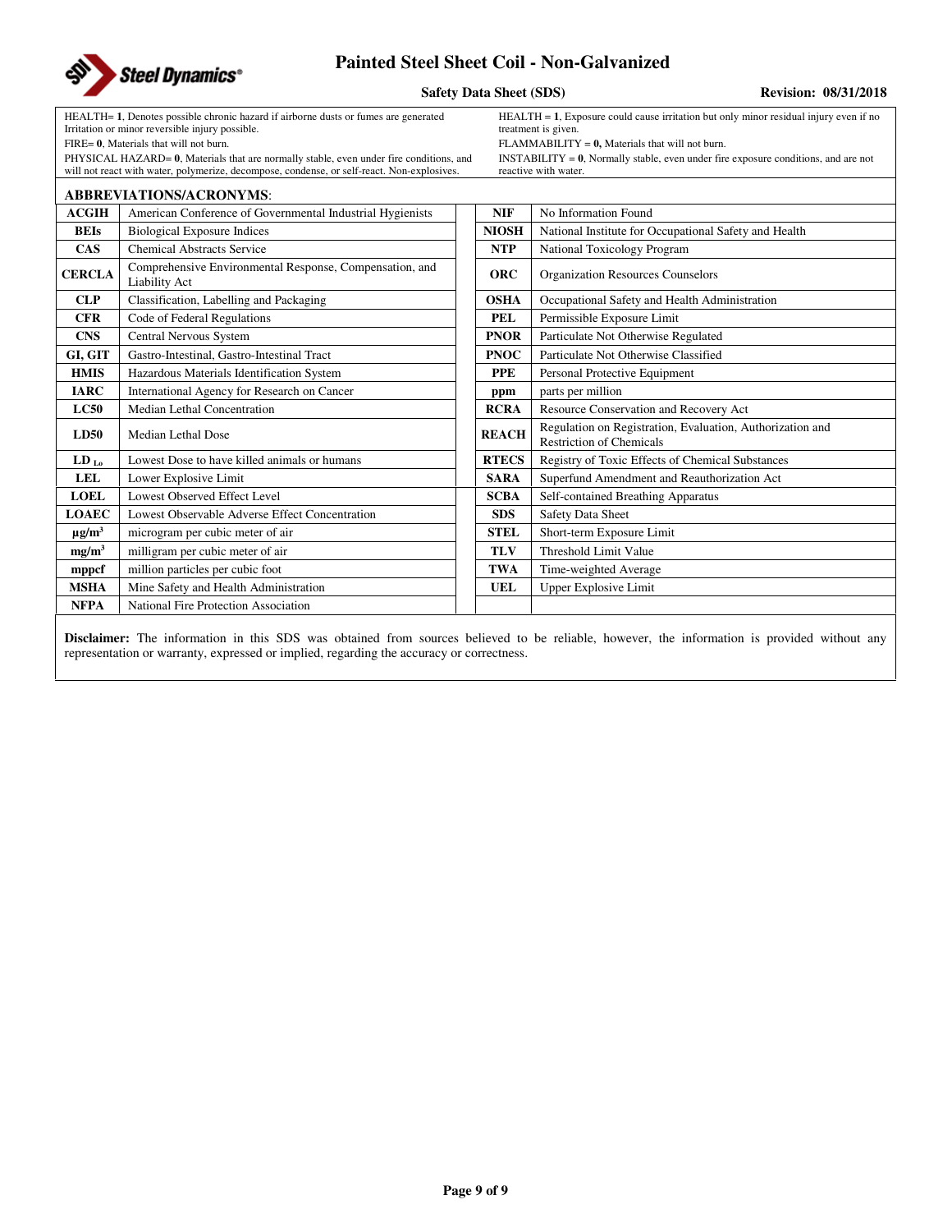HEALTH= **1**, Denotes possible chronic hazard if airborne dusts or fumes are generated Irritation or minor reversible injury possible.
FIRE= **0**, Materials that will not burn.
PHYSICAL HAZARD= **0**, Materials that are normally stable, even under fire conditions, and will not react with water, polymerize, decompose, condense, or self-react. Non-explosives.

HEALTH = **1**, Exposure could cause irritation but only minor residual injury even if no treatment is given.
FLAMMABILITY = **0,** Materials that will not burn.
INSTABILITY = **0**, Normally stable, even under fire exposure conditions, and are not reactive with water.

**ABBREVIATIONS/ACRONYMS**:

| | | | |
|---|---|---|---|
| **ACGIH** | American Conference of Governmental Industrial Hygienists | **NIF** | No Information Found |
| **BEIs** | Biological Exposure Indices | **NIOSH** | National Institute for Occupational Safety and Health |
| **CAS** | Chemical Abstracts Service | **NTP** | National Toxicology Program |
| **CERCLA** | Comprehensive Environmental Response, Compensation, and Liability Act | **ORC** | Organization Resources Counselors |
| **CLP** | Classification, Labelling and Packaging | **OSHA** | Occupational Safety and Health Administration |
| **CFR** | Code of Federal Regulations | **PEL** | Permissible Exposure Limit |
| **CNS** | Central Nervous System | **PNOR** | Particulate Not Otherwise Regulated |
| **GI, GIT** | Gastro-Intestinal, Gastro-Intestinal Tract | **PNOC** | Particulate Not Otherwise Classified |
| **HMIS** | Hazardous Materials Identification System | **PPE** | Personal Protective Equipment |
| **IARC** | International Agency for Research on Cancer | **ppm** | parts per million |
| **LC50** | Median Lethal Concentration | **RCRA** | Resource Conservation and Recovery Act |
| **LD50** | Median Lethal Dose | **REACH** | Regulation on Registration, Evaluation, Authorization and Restriction of Chemicals |
| **$LD_{Lo}$** | Lowest Dose to have killed animals or humans | **RTECS** | Registry of Toxic Effects of Chemical Substances |
| **LEL** | Lower Explosive Limit | **SARA** | Superfund Amendment and Reauthorization Act |
| **LOEL** | Lowest Observed Effect Level | **SCBA** | Self-contained Breathing Apparatus |
| **LOAEC** | Lowest Observable Adverse Effect Concentration | **SDS** | Safety Data Sheet |
| **$\mu g/m^3$** | microgram per cubic meter of air | **STEL** | Short-term Exposure Limit |
| **$mg/m^3$** | milligram per cubic meter of air | **TLV** | Threshold Limit Value |
| **mppcf** | million particles per cubic foot | **TWA** | Time-weighted Average |
| **MSHA** | Mine Safety and Health Administration | **UEL** | Upper Explosive Limit |
| **NFPA** | National Fire Protection Association | | |

**Disclaimer:** The information in this SDS was obtained from sources believed to be reliable, however, the information is provided without any representation or warranty, expressed or implied, regarding the accuracy or correctness.